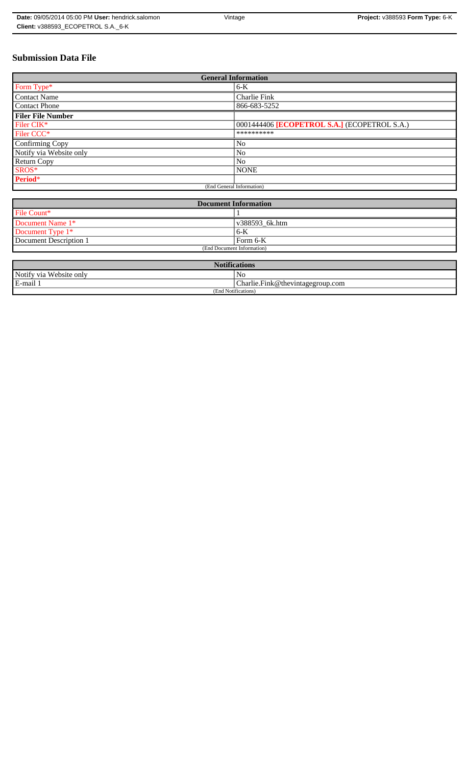# Submission Data File

| General Information | |
|---|---|
| Form Type* | 6-K |
| Contact Name | Charlie Fink |
| Contact Phone | 866-683-5252 |
| **Filer File Number** | |
| Filer CIK* | 0001444406 **[ECOPETROL S.A.]** (ECOPETROL S.A.) |
| Filer CCC* | ********** |
| Confirming Copy | No |
| Notify via Website only | No |
| Return Copy | No |
| SROS* | NONE |
| **Period*** | |
| (End General Information) | |

| Document Information | |
|---|---|
| File Count* | 1 |
| Document Name 1* | v388593_6k.htm |
| Document Type 1* | 6-K |
| Document Description 1 | Form 6-K |
| (End Document Information) | |

| Notifications | |
|---|---|
| Notify via Website only | No |
| E-mail 1 | Charlie.Fink@thevintagegroup.com |
| (End Notifications) | |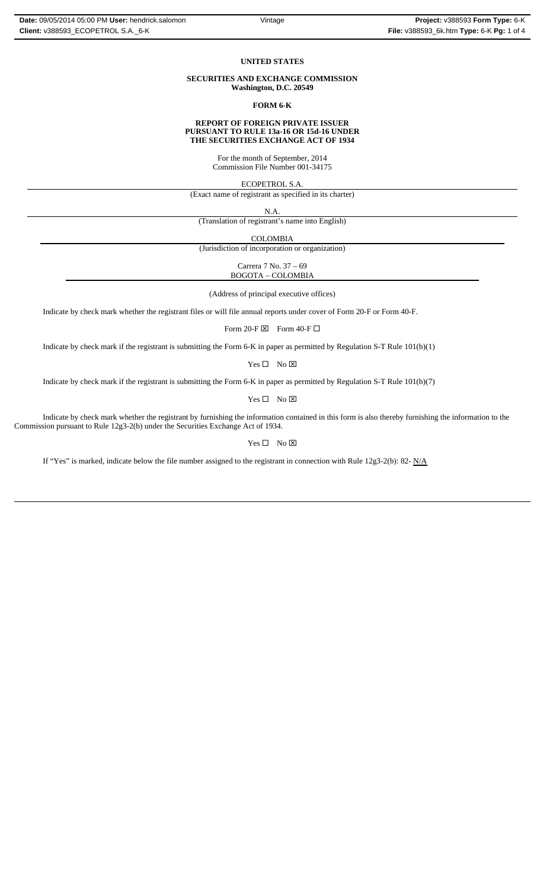**UNITED STATES**

**SECURITIES AND EXCHANGE COMMISSION**
**Washington, D.C. 20549**

**FORM 6-K**

**REPORT OF FOREIGN PRIVATE ISSUER**
**PURSUANT TO RULE 13a-16 OR 15d-16 UNDER**
**THE SECURITIES EXCHANGE ACT OF 1934**

For the month of September, 2014
Commission File Number 001-34175

ECOPETROL S.A.
(Exact name of registrant as specified in its charter)

N.A.
(Translation of registrant's name into English)

COLOMBIA
(Jurisdiction of incorporation or organization)

Carrera 7 No. 37 – 69
BOGOTA – COLOMBIA

(Address of principal executive offices)

Indicate by check mark whether the registrant files or will file annual reports under cover of Form 20-F or Form 40-F.

Form 20-F ☒ Form 40-F ☐

Indicate by check mark if the registrant is submitting the Form 6-K in paper as permitted by Regulation S-T Rule 101(b)(1)

Yes ☐ No ☒

Indicate by check mark if the registrant is submitting the Form 6-K in paper as permitted by Regulation S-T Rule 101(b)(7)

Yes ☐ No ☒

Indicate by check mark whether the registrant by furnishing the information contained in this form is also thereby furnishing the information to the Commission pursuant to Rule 12g3-2(b) under the Securities Exchange Act of 1934.

Yes ☐ No ☒

If "Yes" is marked, indicate below the file number assigned to the registrant in connection with Rule 12g3-2(b): 82- N/A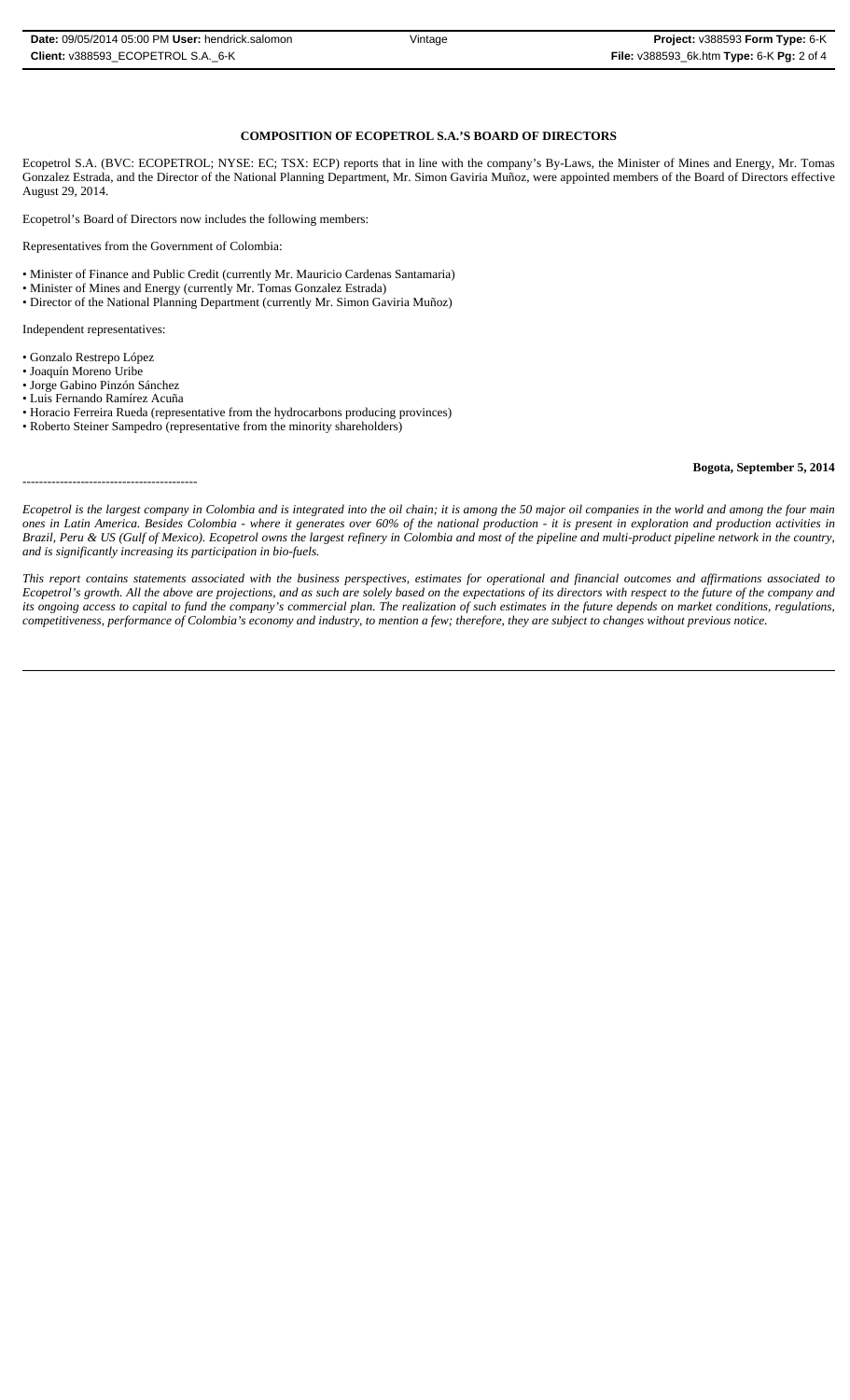## COMPOSITION OF ECOPETROL S.A.'S BOARD OF DIRECTORS

Ecopetrol S.A. (BVC: ECOPETROL; NYSE: EC; TSX: ECP) reports that in line with the company's By-Laws, the Minister of Mines and Energy, Mr. Tomas Gonzalez Estrada, and the Director of the National Planning Department, Mr. Simon Gaviria Muñoz, were appointed members of the Board of Directors effective August 29, 2014.

Ecopetrol's Board of Directors now includes the following members:

Representatives from the Government of Colombia:

- Minister of Finance and Public Credit (currently Mr. Mauricio Cardenas Santamaria)
- Minister of Mines and Energy (currently Mr. Tomas Gonzalez Estrada)
- Director of the National Planning Department (currently Mr. Simon Gaviria Muñoz)

Independent representatives:

- Gonzalo Restrepo López
- Joaquín Moreno Uribe
- Jorge Gabino Pinzón Sánchez
- Luis Fernando Ramírez Acuña
- Horacio Ferreira Rueda (representative from the hydrocarbons producing provinces)
- Roberto Steiner Sampedro (representative from the minority shareholders)

**Bogota, September 5, 2014**

------------------------------------------

*Ecopetrol is the largest company in Colombia and is integrated into the oil chain; it is among the 50 major oil companies in the world and among the four main ones in Latin America. Besides Colombia - where it generates over 60% of the national production - it is present in exploration and production activities in Brazil, Peru & US (Gulf of Mexico). Ecopetrol owns the largest refinery in Colombia and most of the pipeline and multi-product pipeline network in the country, and is significantly increasing its participation in bio-fuels.*

*This report contains statements associated with the business perspectives, estimates for operational and financial outcomes and affirmations associated to Ecopetrol's growth. All the above are projections, and as such are solely based on the expectations of its directors with respect to the future of the company and its ongoing access to capital to fund the company's commercial plan. The realization of such estimates in the future depends on market conditions, regulations, competitiveness, performance of Colombia's economy and industry, to mention a few; therefore, they are subject to changes without previous notice.*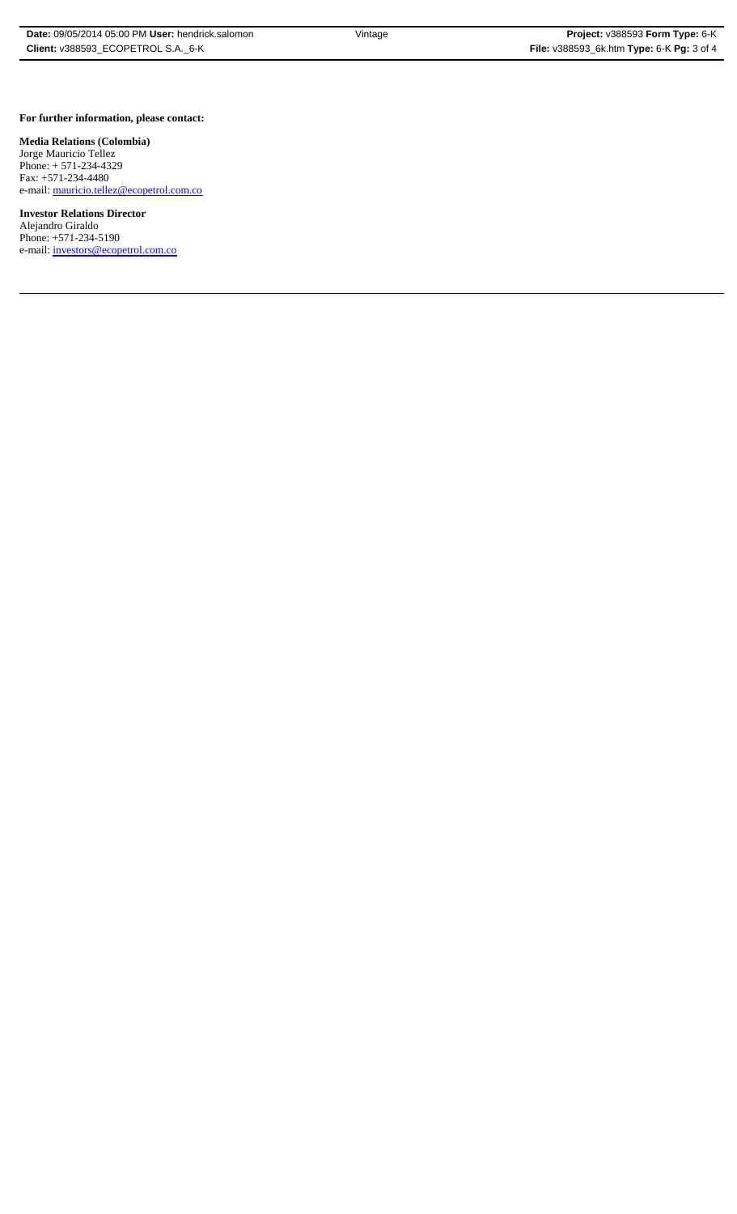**For further information, please contact:**

**Media Relations (Colombia)**
Jorge Mauricio Tellez
Phone: + 571-234-4329
Fax: +571-234-4480
e-mail: mauricio.tellez@ecopetrol.com.co

**Investor Relations Director**
Alejandro Giraldo
Phone: +571-234-5190
e-mail: investors@ecopetrol.com.co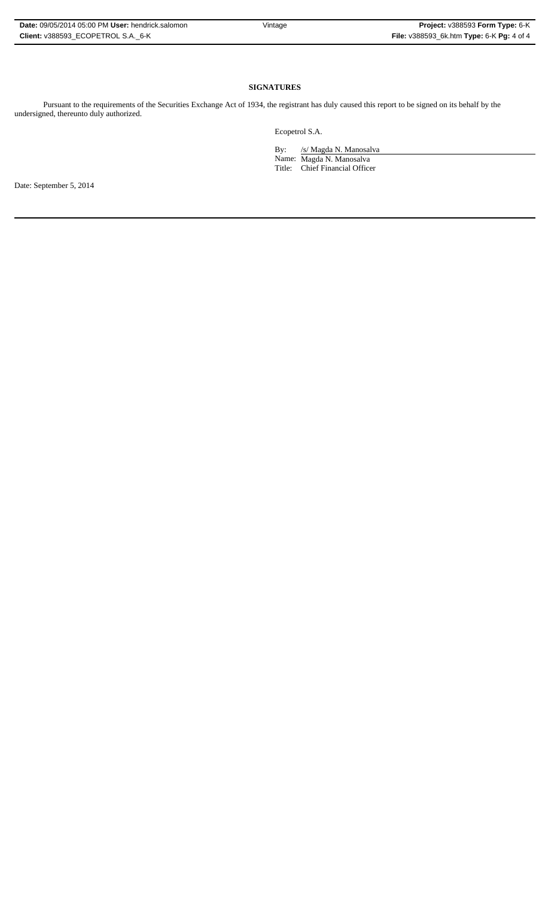## SIGNATURES

Pursuant to the requirements of the Securities Exchange Act of 1934, the registrant has duly caused this report to be signed on its behalf by the undersigned, thereunto duly authorized.

Ecopetrol S.A.

By: /s/ Magda N. Manosalva
Name: Magda N. Manosalva
Title: Chief Financial Officer

Date: September 5, 2014